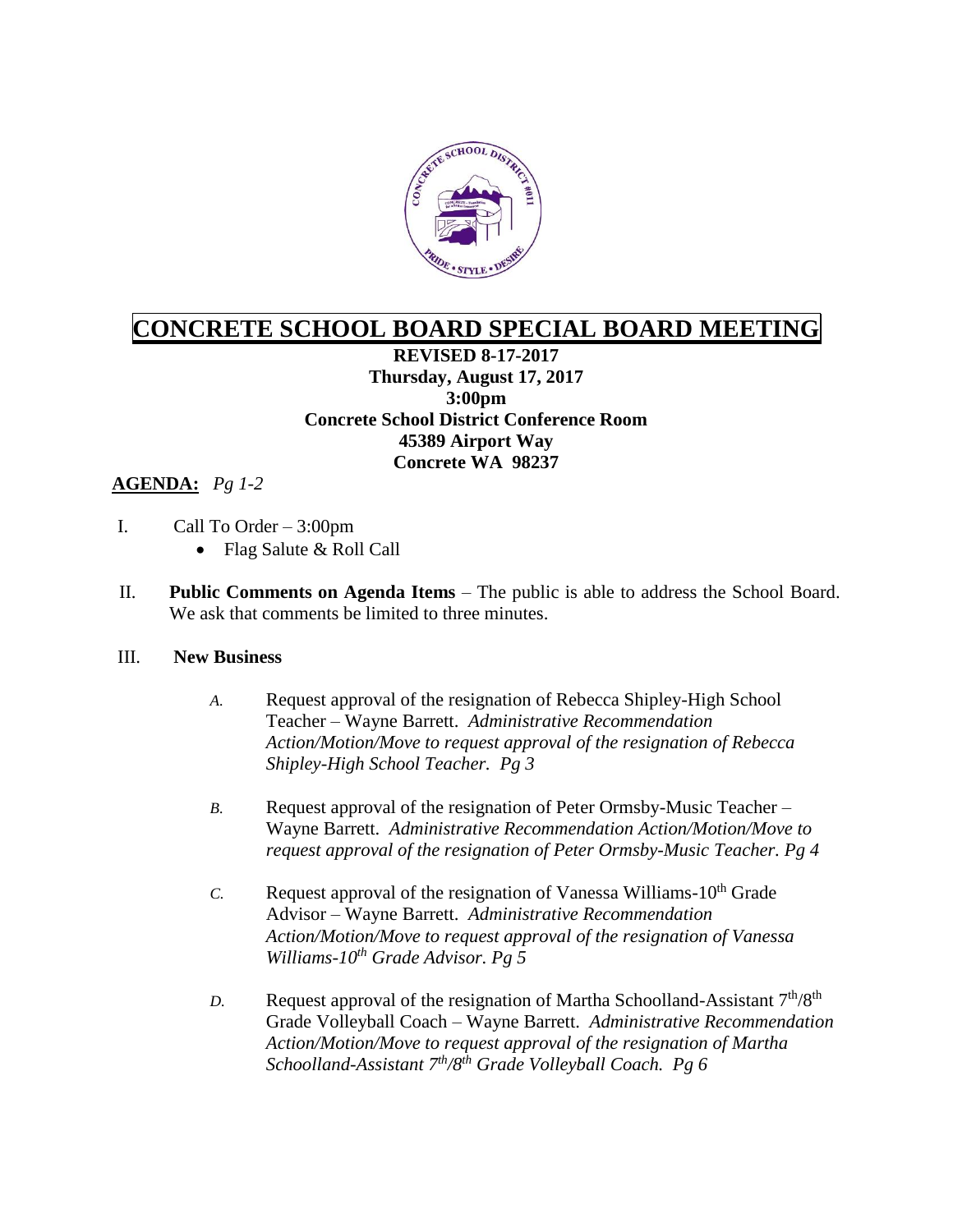# CONCRETE SCHOOL BOARD SPECIAL BOARD MEETING

**REVISED 8-17-2017**
**Thursday, August 17, 2017**
**3:00pm**
**Concrete School District Conference Room**
**45389 Airport Way**
**Concrete WA 98237**

**AGENDA:** *Pg 1-2*

I. Call To Order – 3:00pm
   - Flag Salute & Roll Call

II. **Public Comments on Agenda Items** – The public is able to address the School Board. We ask that comments be limited to three minutes.

III. **New Business**

*A.* Request approval of the resignation of Rebecca Shipley-High School Teacher – Wayne Barrett. *Administrative Recommendation Action/Motion/Move to request approval of the resignation of Rebecca Shipley-High School Teacher. Pg 3*

*B.* Request approval of the resignation of Peter Ormsby-Music Teacher – Wayne Barrett. *Administrative Recommendation Action/Motion/Move to request approval of the resignation of Peter Ormsby-Music Teacher. Pg 4*

*C.* Request approval of the resignation of Vanessa Williams-10th Grade Advisor – Wayne Barrett. *Administrative Recommendation Action/Motion/Move to request approval of the resignation of Vanessa Williams-10th Grade Advisor. Pg 5*

*D.* Request approval of the resignation of Martha Schoolland-Assistant 7th/8th Grade Volleyball Coach – Wayne Barrett. *Administrative Recommendation Action/Motion/Move to request approval of the resignation of Martha Schoolland-Assistant 7th/8th Grade Volleyball Coach. Pg 6*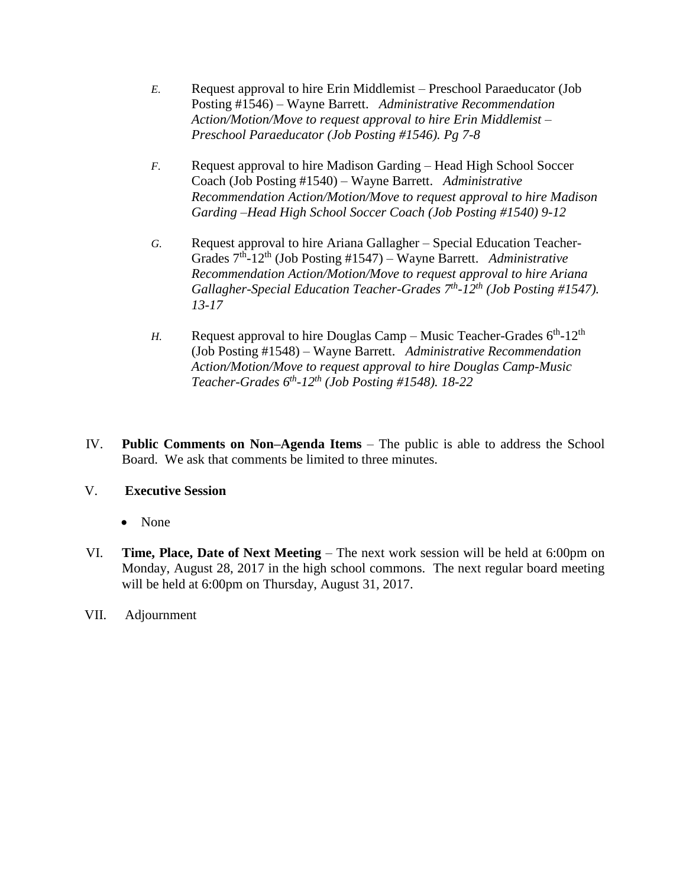*E.* Request approval to hire Erin Middlemist – Preschool Paraeducator (Job Posting #1546) – Wayne Barrett. *Administrative Recommendation Action/Motion/Move to request approval to hire Erin Middlemist – Preschool Paraeducator (Job Posting #1546). Pg 7-8*

*F.* Request approval to hire Madison Garding – Head High School Soccer Coach (Job Posting #1540) – Wayne Barrett. *Administrative Recommendation Action/Motion/Move to request approval to hire Madison Garding –Head High School Soccer Coach (Job Posting #1540) 9-12*

*G.* Request approval to hire Ariana Gallagher – Special Education Teacher-Grades 7th-12th (Job Posting #1547) – Wayne Barrett. *Administrative Recommendation Action/Motion/Move to request approval to hire Ariana Gallagher-Special Education Teacher-Grades 7th-12th (Job Posting #1547). 13-17*

*H.* Request approval to hire Douglas Camp – Music Teacher-Grades 6th-12th (Job Posting #1548) – Wayne Barrett. *Administrative Recommendation Action/Motion/Move to request approval to hire Douglas Camp-Music Teacher-Grades 6th-12th (Job Posting #1548). 18-22*

IV. **Public Comments on Non–Agenda Items** – The public is able to address the School Board. We ask that comments be limited to three minutes.

V. **Executive Session**

- None

VI. **Time, Place, Date of Next Meeting** – The next work session will be held at 6:00pm on Monday, August 28, 2017 in the high school commons. The next regular board meeting will be held at 6:00pm on Thursday, August 31, 2017.

VII. Adjournment